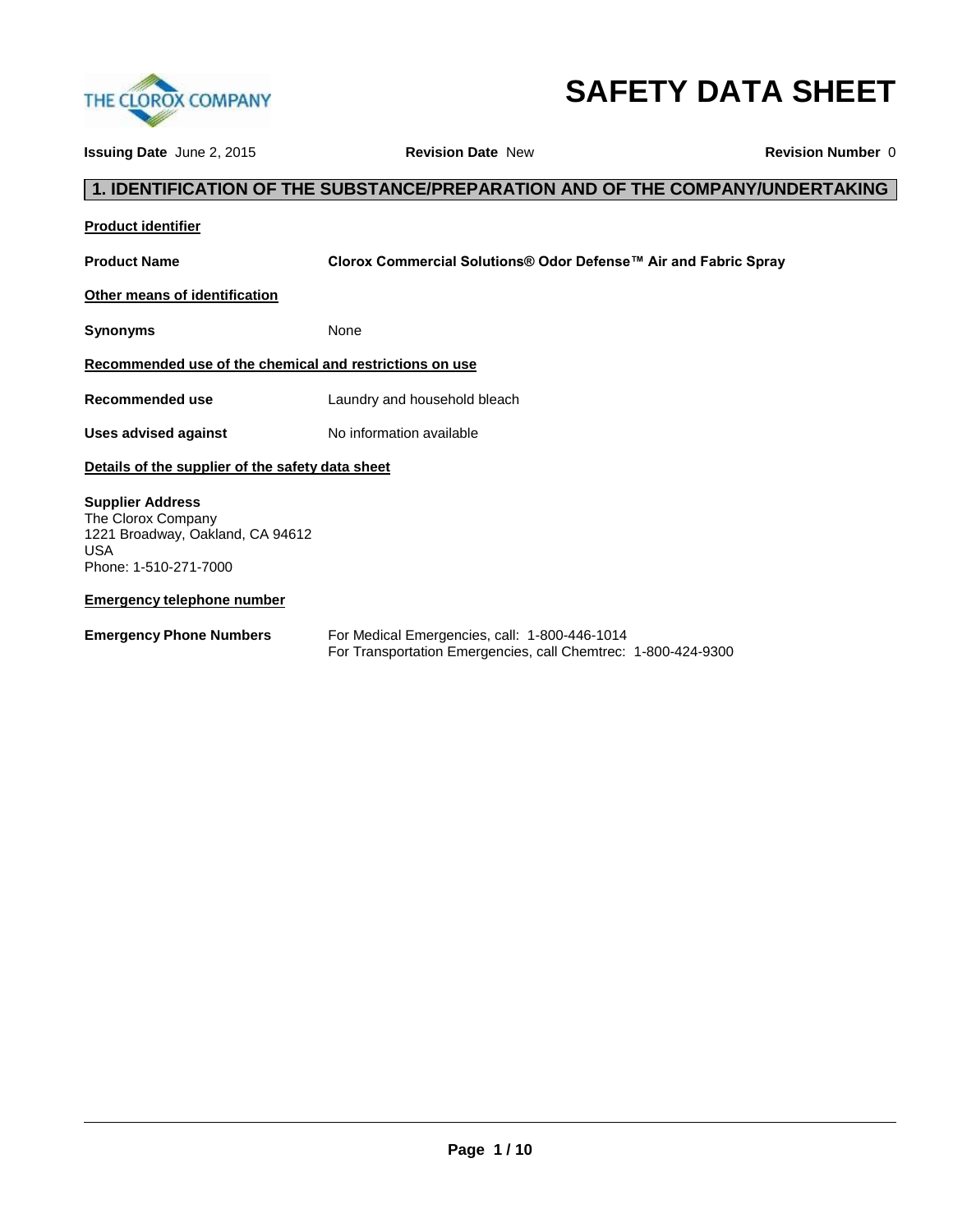# SAFETY DATA SHEET

**Issuing Date** June 2, 2015 **Revision Date** New **Revision Number** 0

## 1. IDENTIFICATION OF THE SUBSTANCE/PREPARATION AND OF THE COMPANY/UNDERTAKING

**Product identifier**

**Product Name** **Clorox Commercial Solutions® Odor Defense™ Air and Fabric Spray**

**Other means of identification**

**Synonyms** None

**Recommended use of the chemical and restrictions on use**

**Recommended use** Laundry and household bleach

**Uses advised against** No information available

**Details of the supplier of the safety data sheet**

**Supplier Address**
The Clorox Company
1221 Broadway, Oakland, CA 94612
USA
Phone: 1-510-271-7000

**Emergency telephone number**

**Emergency Phone Numbers** For Medical Emergencies, call: 1-800-446-1014
For Transportation Emergencies, call Chemtrec: 1-800-424-9300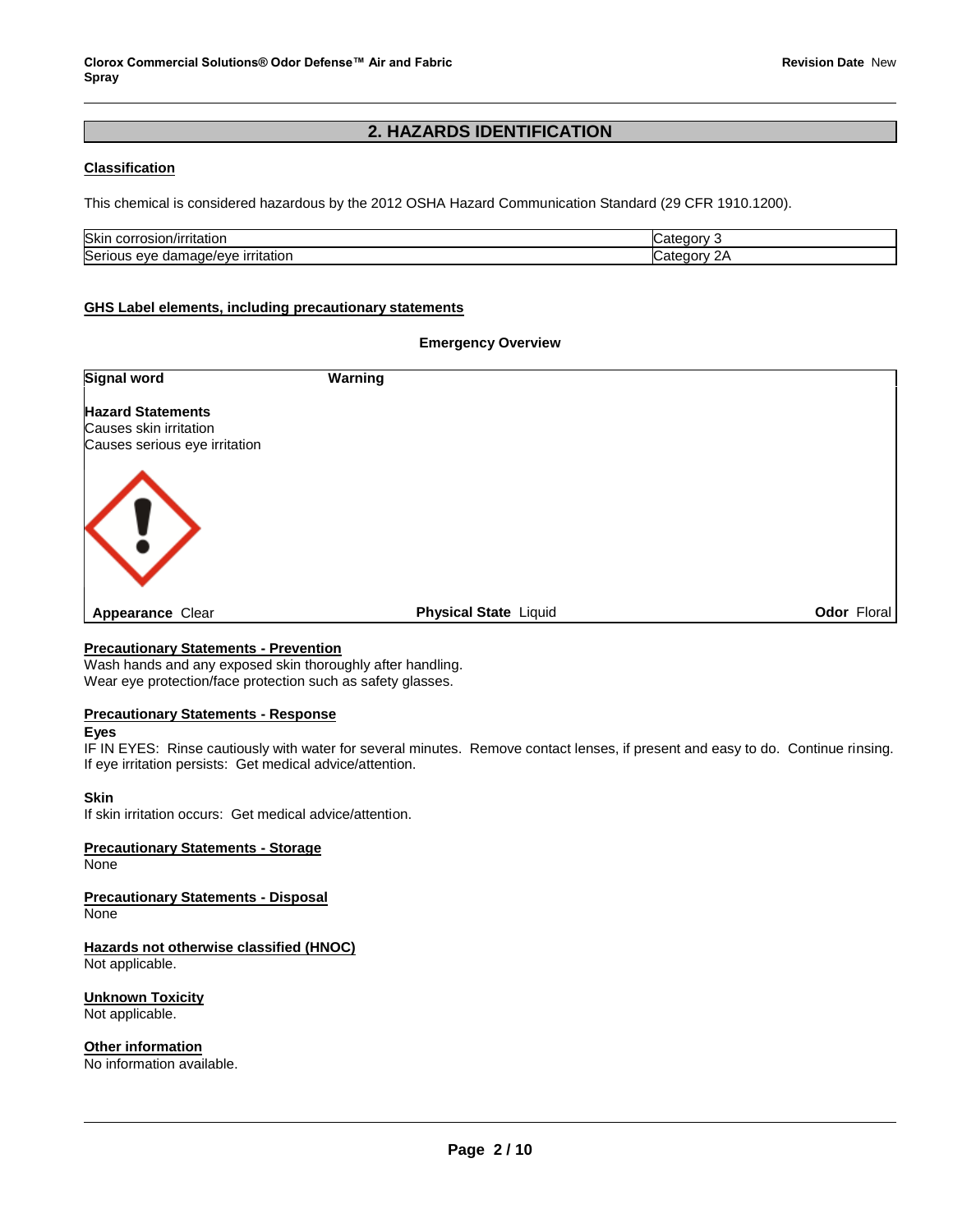## 2. HAZARDS IDENTIFICATION

### Classification

This chemical is considered hazardous by the 2012 OSHA Hazard Communication Standard (29 CFR 1910.1200).

| | |
|---|---|
| Skin corrosion/irritation | Category 3 |
| Serious eye damage/eye irritation | Category 2A |

### GHS Label elements, including precautionary statements

**Emergency Overview**

**Signal word** **Warning**

**Hazard Statements**
Causes skin irritation
Causes serious eye irritation

**Appearance** Clear **Physical State** Liquid **Odor** Floral

### Precautionary Statements - Prevention

Wash hands and any exposed skin thoroughly after handling.
Wear eye protection/face protection such as safety glasses.

### Precautionary Statements - Response

**Eyes**
IF IN EYES: Rinse cautiously with water for several minutes. Remove contact lenses, if present and easy to do. Continue rinsing. If eye irritation persists: Get medical advice/attention.

**Skin**
If skin irritation occurs: Get medical advice/attention.

### Precautionary Statements - Storage

None

### Precautionary Statements - Disposal

None

### Hazards not otherwise classified (HNOC)

Not applicable.

### Unknown Toxicity

Not applicable.

### Other information

No information available.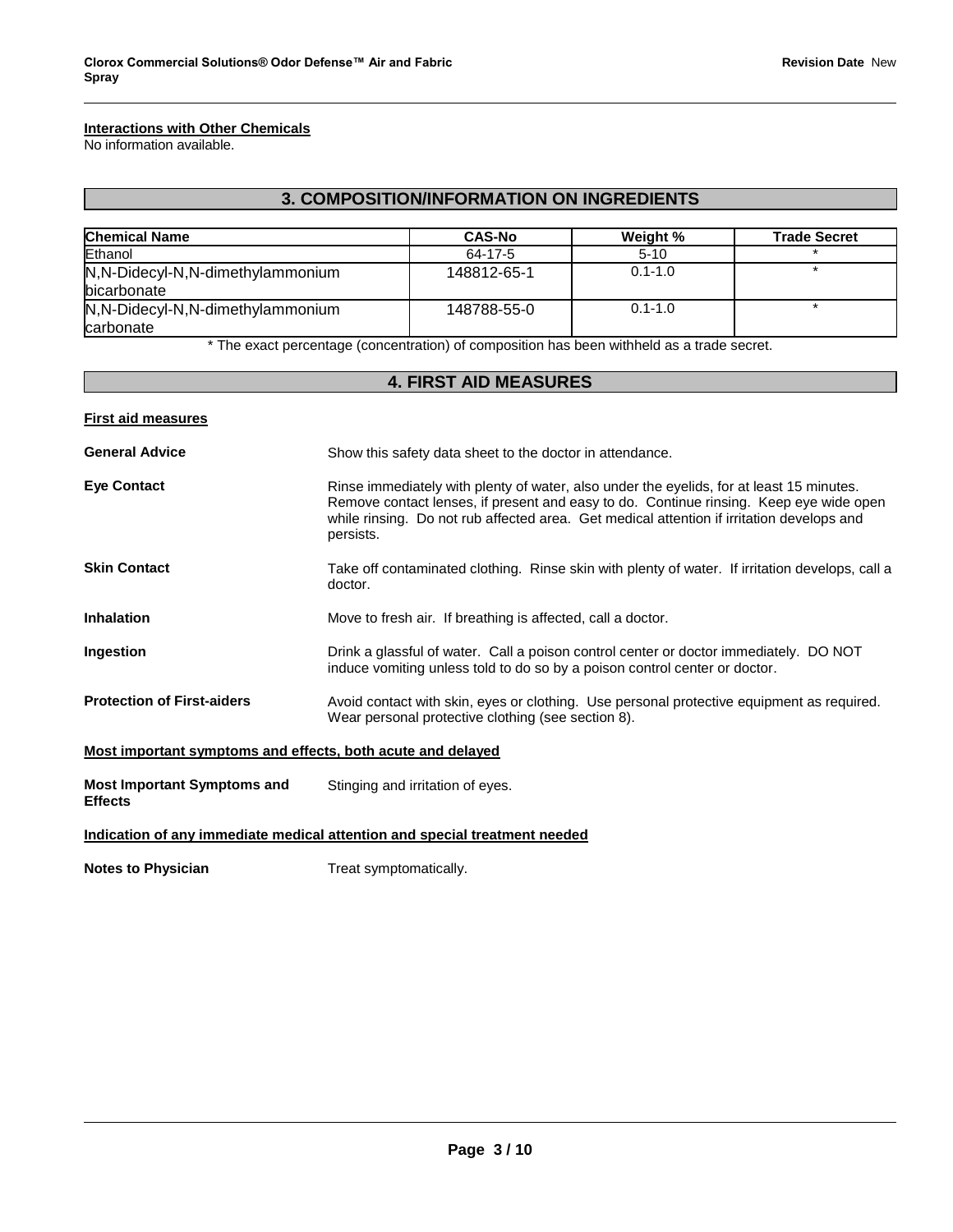**Interactions with Other Chemicals**
No information available.

## 3. COMPOSITION/INFORMATION ON INGREDIENTS

| Chemical Name | CAS-No | Weight % | Trade Secret |
|---|---|---|---|
| Ethanol | 64-17-5 | 5-10 | * |
| N,N-Didecyl-N,N-dimethylammonium bicarbonate | 148812-65-1 | 0.1-1.0 | * |
| N,N-Didecyl-N,N-dimethylammonium carbonate | 148788-55-0 | 0.1-1.0 | * |

* The exact percentage (concentration) of composition has been withheld as a trade secret.

## 4. FIRST AID MEASURES

**First aid measures**

**General Advice** Show this safety data sheet to the doctor in attendance.

**Eye Contact** Rinse immediately with plenty of water, also under the eyelids, for at least 15 minutes. Remove contact lenses, if present and easy to do. Continue rinsing. Keep eye wide open while rinsing. Do not rub affected area. Get medical attention if irritation develops and persists.

**Skin Contact** Take off contaminated clothing. Rinse skin with plenty of water. If irritation develops, call a doctor.

**Inhalation** Move to fresh air. If breathing is affected, call a doctor.

**Ingestion** Drink a glassful of water. Call a poison control center or doctor immediately. DO NOT induce vomiting unless told to do so by a poison control center or doctor.

**Protection of First-aiders** Avoid contact with skin, eyes or clothing. Use personal protective equipment as required. Wear personal protective clothing (see section 8).

**Most important symptoms and effects, both acute and delayed**

**Most Important Symptoms and Effects** Stinging and irritation of eyes.

**Indication of any immediate medical attention and special treatment needed**

**Notes to Physician** Treat symptomatically.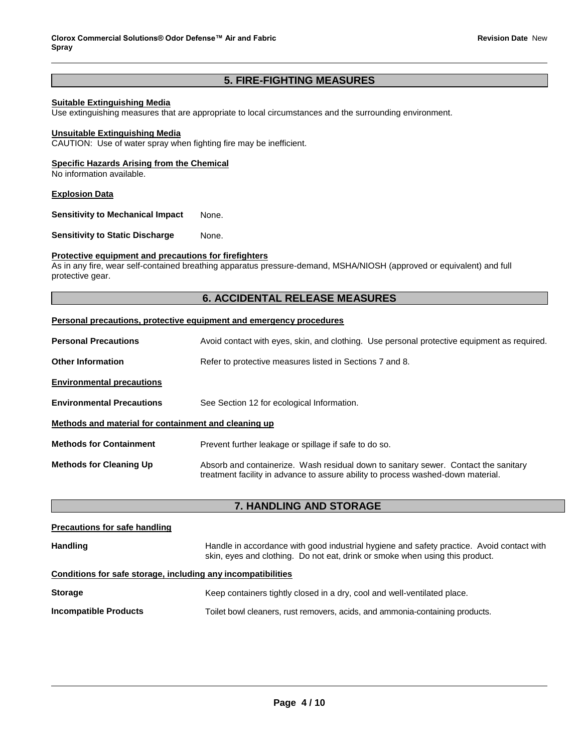## 5. FIRE-FIGHTING MEASURES

**Suitable Extinguishing Media**
Use extinguishing measures that are appropriate to local circumstances and the surrounding environment.

**Unsuitable Extinguishing Media**
CAUTION: Use of water spray when fighting fire may be inefficient.

**Specific Hazards Arising from the Chemical**
No information available.

**Explosion Data**

**Sensitivity to Mechanical Impact** None.

**Sensitivity to Static Discharge** None.

**Protective equipment and precautions for firefighters**
As in any fire, wear self-contained breathing apparatus pressure-demand, MSHA/NIOSH (approved or equivalent) and full protective gear.

## 6. ACCIDENTAL RELEASE MEASURES

**Personal precautions, protective equipment and emergency procedures**

**Personal Precautions** Avoid contact with eyes, skin, and clothing. Use personal protective equipment as required.

**Other Information** Refer to protective measures listed in Sections 7 and 8.

**Environmental precautions**

**Environmental Precautions** See Section 12 for ecological Information.

**Methods and material for containment and cleaning up**

**Methods for Containment** Prevent further leakage or spillage if safe to do so.

**Methods for Cleaning Up** Absorb and containerize. Wash residual down to sanitary sewer. Contact the sanitary treatment facility in advance to assure ability to process washed-down material.

## 7. HANDLING AND STORAGE

**Precautions for safe handling**

**Handling** Handle in accordance with good industrial hygiene and safety practice. Avoid contact with skin, eyes and clothing. Do not eat, drink or smoke when using this product.

**Conditions for safe storage, including any incompatibilities**

**Storage** Keep containers tightly closed in a dry, cool and well-ventilated place.

**Incompatible Products** Toilet bowl cleaners, rust removers, acids, and ammonia-containing products.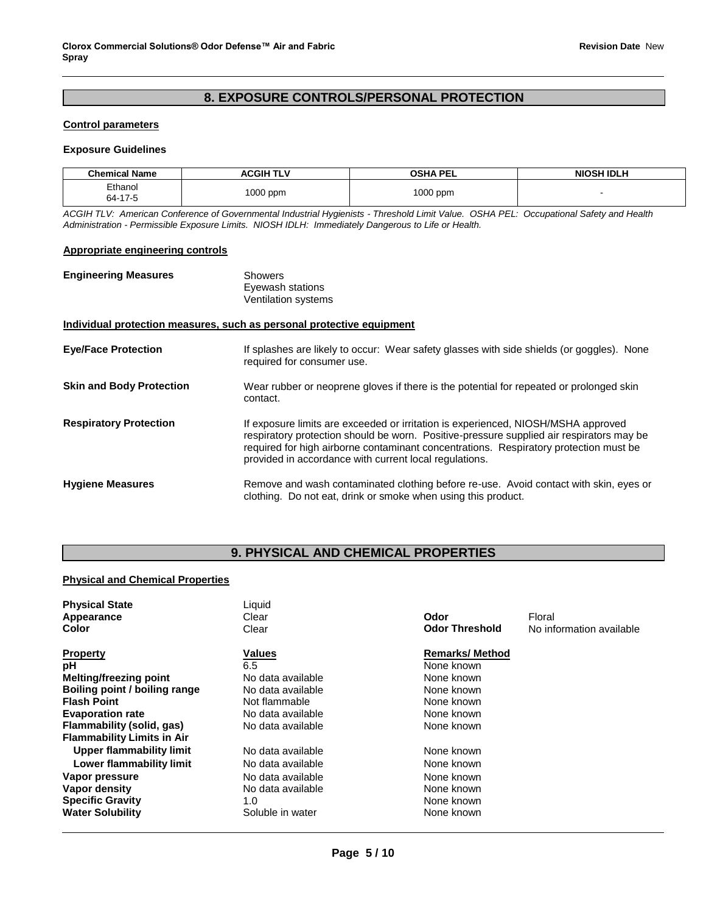## 8. EXPOSURE CONTROLS/PERSONAL PROTECTION

### Control parameters

**Exposure Guidelines**

| Chemical Name | ACGIH TLV | OSHA PEL | NIOSH IDLH |
|---|---|---|---|
| Ethanol 64-17-5 | 1000 ppm | 1000 ppm | - |

*ACGIH TLV: American Conference of Governmental Industrial Hygienists - Threshold Limit Value. OSHA PEL: Occupational Safety and Health Administration - Permissible Exposure Limits. NIOSH IDLH: Immediately Dangerous to Life or Health.*

### Appropriate engineering controls

**Engineering Measures**
Showers
Eyewash stations
Ventilation systems

### Individual protection measures, such as personal protective equipment

**Eye/Face Protection**
If splashes are likely to occur: Wear safety glasses with side shields (or goggles). None required for consumer use.

**Skin and Body Protection**
Wear rubber or neoprene gloves if there is the potential for repeated or prolonged skin contact.

**Respiratory Protection**
If exposure limits are exceeded or irritation is experienced, NIOSH/MSHA approved respiratory protection should be worn. Positive-pressure supplied air respirators may be required for high airborne contaminant concentrations. Respiratory protection must be provided in accordance with current local regulations.

**Hygiene Measures**
Remove and wash contaminated clothing before re-use. Avoid contact with skin, eyes or clothing. Do not eat, drink or smoke when using this product.

## 9. PHYSICAL AND CHEMICAL PROPERTIES

### Physical and Chemical Properties

**Physical State**: Liquid
**Appearance**: Clear
**Color**: Clear
**Odor**: Floral
**Odor Threshold**: No information available

| Property | Values | Remarks/ Method |
|---|---|---|
| **pH** | 6.5 | None known |
| **Melting/freezing point** | No data available | None known |
| **Boiling point / boiling range** | No data available | None known |
| **Flash Point** | Not flammable | None known |
| **Evaporation rate** | No data available | None known |
| **Flammability (solid, gas)** | No data available | None known |
| **Flammability Limits in Air** | | |
| **Upper flammability limit** | No data available | None known |
| **Lower flammability limit** | No data available | None known |
| **Vapor pressure** | No data available | None known |
| **Vapor density** | No data available | None known |
| **Specific Gravity** | 1.0 | None known |
| **Water Solubility** | Soluble in water | None known |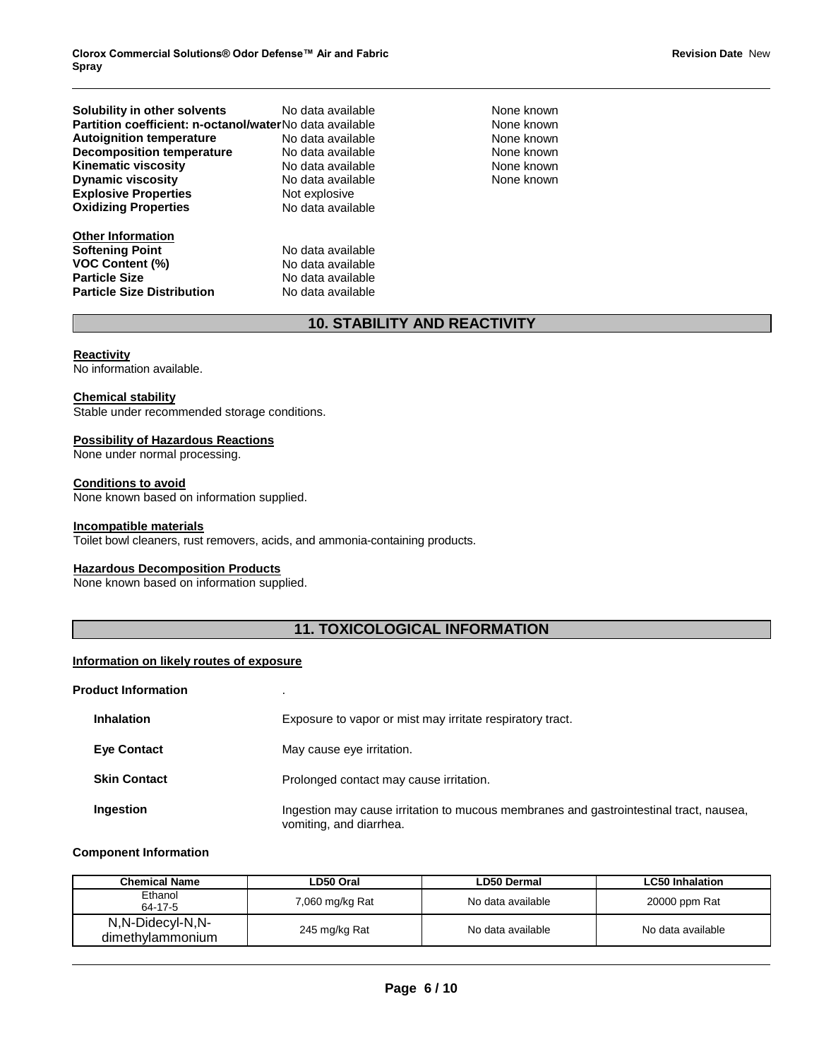| | | |
|---|---|---|
| **Solubility in other solvents** | No data available | None known |
| **Partition coefficient: n-octanol/water** | No data available | None known |
| **Autoignition temperature** | No data available | None known |
| **Decomposition temperature** | No data available | None known |
| **Kinematic viscosity** | No data available | None known |
| **Dynamic viscosity** | No data available | None known |
| **Explosive Properties** | Not explosive | |
| **Oxidizing Properties** | No data available | |

**Other Information**

| | |
|---|---|
| **Softening Point** | No data available |
| **VOC Content (%)** | No data available |
| **Particle Size** | No data available |
| **Particle Size Distribution** | No data available |

## 10. STABILITY AND REACTIVITY

**Reactivity**
No information available.

**Chemical stability**
Stable under recommended storage conditions.

**Possibility of Hazardous Reactions**
None under normal processing.

**Conditions to avoid**
None known based on information supplied.

**Incompatible materials**
Toilet bowl cleaners, rust removers, acids, and ammonia-containing products.

**Hazardous Decomposition Products**
None known based on information supplied.

## 11. TOXICOLOGICAL INFORMATION

**Information on likely routes of exposure**

**Product Information** .

| | |
|---|---|
| **Inhalation** | Exposure to vapor or mist may irritate respiratory tract. |
| **Eye Contact** | May cause eye irritation. |
| **Skin Contact** | Prolonged contact may cause irritation. |
| **Ingestion** | Ingestion may cause irritation to mucous membranes and gastrointestinal tract, nausea, vomiting, and diarrhea. |

**Component Information**

| Chemical Name | LD50 Oral | LD50 Dermal | LC50 Inhalation |
|---|---|---|---|
| Ethanol 64-17-5 | 7,060 mg/kg Rat | No data available | 20000 ppm Rat |
| N,N-Didecyl-N,N-dimethylammonium | 245 mg/kg Rat | No data available | No data available |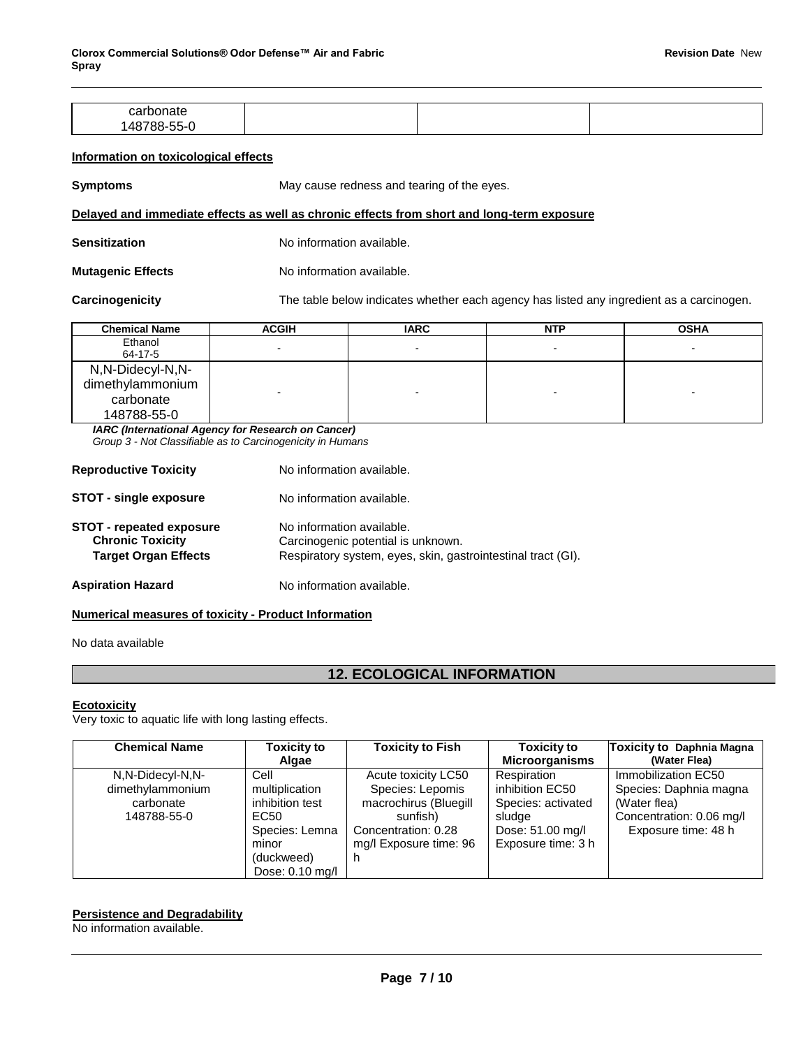| carbonate<br>148788-55-0 | | | |
|---|---|---|---|

**Information on toxicological effects**

**Symptoms** May cause redness and tearing of the eyes.

**Delayed and immediate effects as well as chronic effects from short and long-term exposure**

**Sensitization** No information available.

**Mutagenic Effects** No information available.

**Carcinogenicity** The table below indicates whether each agency has listed any ingredient as a carcinogen.

| Chemical Name | ACGIH | IARC | NTP | OSHA |
|---|---|---|---|---|
| Ethanol<br>64-17-5 | - | - | - | - |
| N,N-Didecyl-N,N-dimethylammonium carbonate<br>148788-55-0 | - | - | - | - |

*IARC (International Agency for Research on Cancer)*
*Group 3 - Not Classifiable as to Carcinogenicity in Humans*

**Reproductive Toxicity** No information available.

**STOT - single exposure** No information available.

**STOT - repeated exposure** No information available.
**Chronic Toxicity** Carcinogenic potential is unknown.
**Target Organ Effects** Respiratory system, eyes, skin, gastrointestinal tract (GI).

**Aspiration Hazard** No information available.

**Numerical measures of toxicity - Product Information**

No data available

## 12. ECOLOGICAL INFORMATION

**Ecotoxicity**
Very toxic to aquatic life with long lasting effects.

| Chemical Name | Toxicity to Algae | Toxicity to Fish | Toxicity to Microorganisms | Toxicity to Daphnia Magna (Water Flea) |
|---|---|---|---|---|
| N,N-Didecyl-N,N-dimethylammonium carbonate<br>148788-55-0 | Cell multiplication inhibition test EC50 Species: Lemna minor (duckweed) Dose: 0.10 mg/l | Acute toxicity LC50 Species: Lepomis macrochirus (Bluegill sunfish) Concentration: 0.28 mg/l Exposure time: 96 h | Respiration inhibition EC50 Species: activated sludge Dose: 51.00 mg/l Exposure time: 3 h | Immobilization EC50 Species: Daphnia magna (Water flea) Concentration: 0.06 mg/l Exposure time: 48 h |

**Persistence and Degradability**
No information available.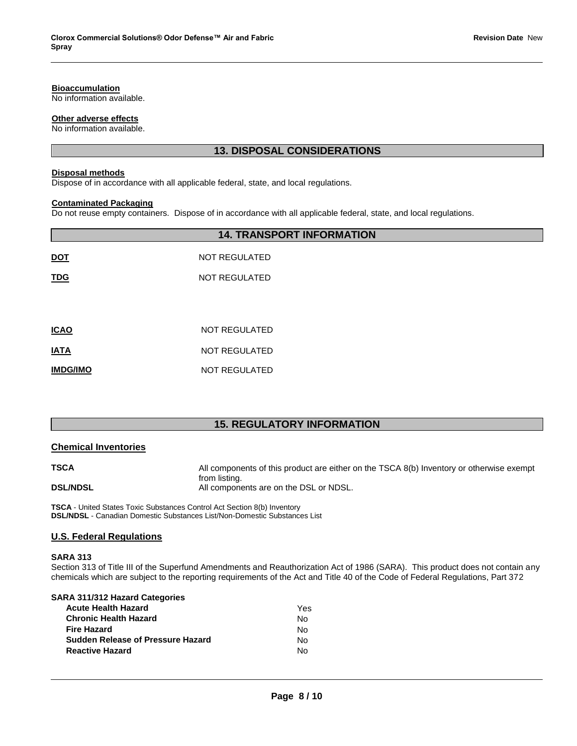**Bioaccumulation**
No information available.

**Other adverse effects**
No information available.

## 13. DISPOSAL CONSIDERATIONS

**Disposal methods**
Dispose of in accordance with all applicable federal, state, and local regulations.

**Contaminated Packaging**
Do not reuse empty containers. Dispose of in accordance with all applicable federal, state, and local regulations.

## 14. TRANSPORT INFORMATION

| | |
|---|---|
| **DOT** | NOT REGULATED |
| **TDG** | NOT REGULATED |
| **ICAO** | NOT REGULATED |
| **IATA** | NOT REGULATED |
| **IMDG/IMO** | NOT REGULATED |

## 15. REGULATORY INFORMATION

### Chemical Inventories

| | |
|---|---|
| **TSCA** | All components of this product are either on the TSCA 8(b) Inventory or otherwise exempt from listing. |
| **DSL/NDSL** | All components are on the DSL or NDSL. |

**TSCA** - United States Toxic Substances Control Act Section 8(b) Inventory
**DSL/NDSL** - Canadian Domestic Substances List/Non-Domestic Substances List

### U.S. Federal Regulations

**SARA 313**
Section 313 of Title III of the Superfund Amendments and Reauthorization Act of 1986 (SARA). This product does not contain any chemicals which are subject to the reporting requirements of the Act and Title 40 of the Code of Federal Regulations, Part 372

**SARA 311/312 Hazard Categories**

| | |
|---|---|
| **Acute Health Hazard** | Yes |
| **Chronic Health Hazard** | No |
| **Fire Hazard** | No |
| **Sudden Release of Pressure Hazard** | No |
| **Reactive Hazard** | No |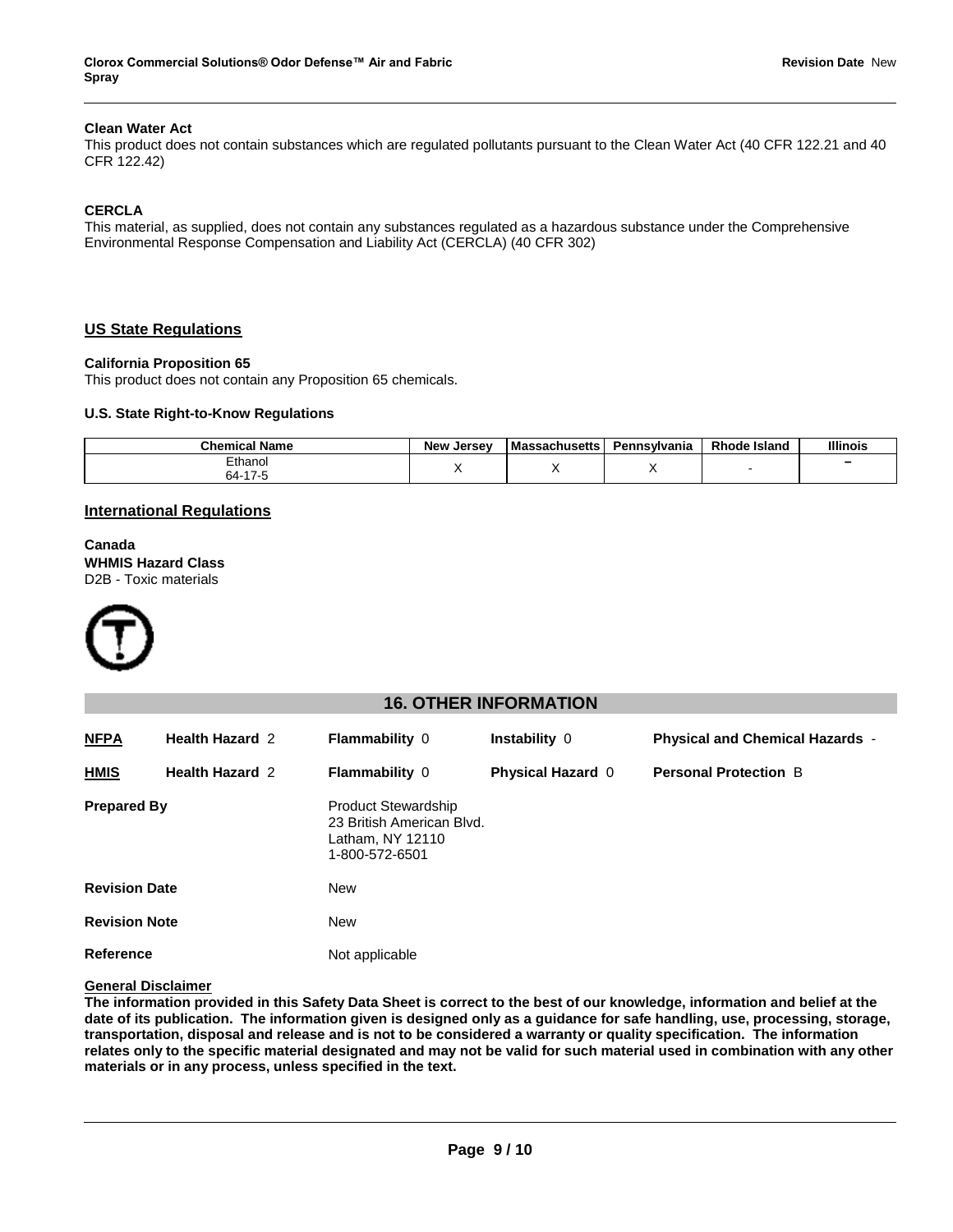**Clean Water Act**

This product does not contain substances which are regulated pollutants pursuant to the Clean Water Act (40 CFR 122.21 and 40 CFR 122.42)

**CERCLA**

This material, as supplied, does not contain any substances regulated as a hazardous substance under the Comprehensive Environmental Response Compensation and Liability Act (CERCLA) (40 CFR 302)

## US State Regulations

**California Proposition 65**

This product does not contain any Proposition 65 chemicals.

**U.S. State Right-to-Know Regulations**

| Chemical Name | New Jersey | Massachusetts | Pennsylvania | Rhode Island | Illinois |
|---|---|---|---|---|---|
| Ethanol 64-17-5 | X | X | X | - | – |

## International Regulations

**Canada**

**WHMIS Hazard Class**

D2B - Toxic materials

## 16. OTHER INFORMATION

| | | | | |
|---|---|---|---|---|
| **NFPA** | **Health Hazard** 2 | **Flammability** 0 | **Instability** 0 | **Physical and Chemical Hazards** - |
| **HMIS** | **Health Hazard** 2 | **Flammability** 0 | **Physical Hazard** 0 | **Personal Protection** B |

**Prepared By**

Product Stewardship
23 British American Blvd.
Latham, NY 12110
1-800-572-6501

**Revision Date** New

**Revision Note** New

**Reference** Not applicable

**General Disclaimer**

**The information provided in this Safety Data Sheet is correct to the best of our knowledge, information and belief at the date of its publication. The information given is designed only as a guidance for safe handling, use, processing, storage, transportation, disposal and release and is not to be considered a warranty or quality specification. The information relates only to the specific material designated and may not be valid for such material used in combination with any other materials or in any process, unless specified in the text.**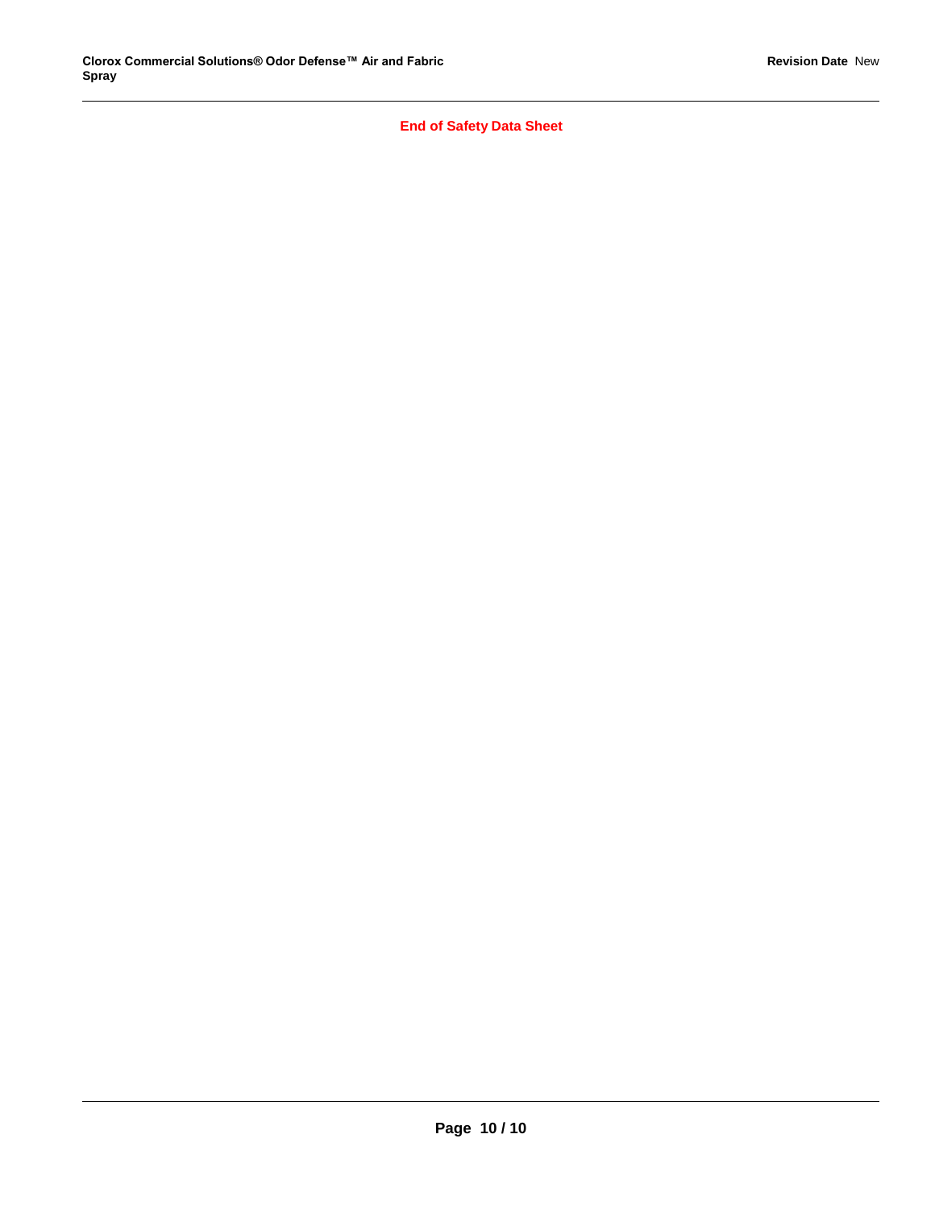**End of Safety Data Sheet**